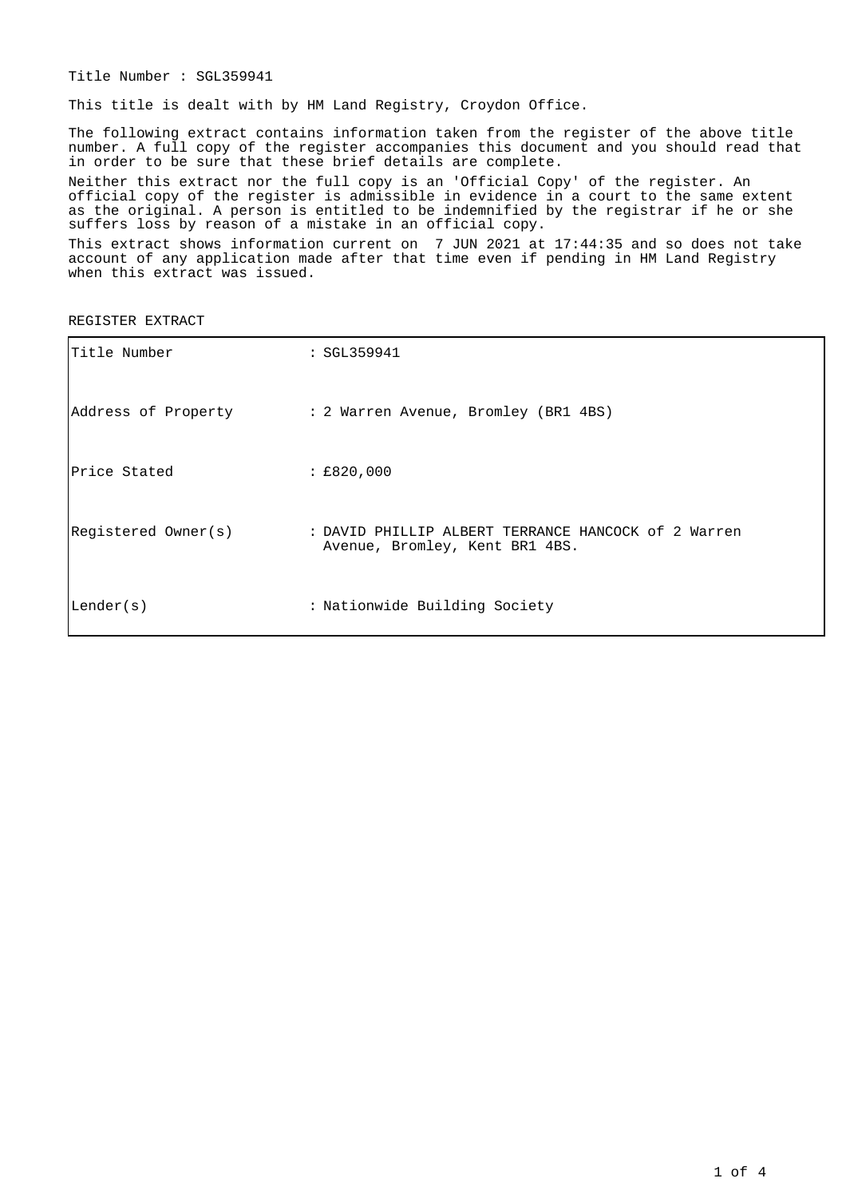Title Number : SGL359941

This title is dealt with by HM Land Registry, Croydon Office.

The following extract contains information taken from the register of the above title number. A full copy of the register accompanies this document and you should read that in order to be sure that these brief details are complete.

Neither this extract nor the full copy is an 'Official Copy' of the register. An official copy of the register is admissible in evidence in a court to the same extent as the original. A person is entitled to be indemnified by the registrar if he or she suffers loss by reason of a mistake in an official copy.

This extract shows information current on 7 JUN 2021 at 17:44:35 and so does not take account of any application made after that time even if pending in HM Land Registry when this extract was issued.

REGISTER EXTRACT

| | |
|---|---|
| Title Number | : SGL359941 |
| Address of Property | : 2 Warren Avenue, Bromley (BR1 4BS) |
| Price Stated | : £820,000 |
| Registered Owner(s) | : DAVID PHILLIP ALBERT TERRANCE HANCOCK of 2 Warren Avenue, Bromley, Kent BR1 4BS. |
| Lender(s) | : Nationwide Building Society |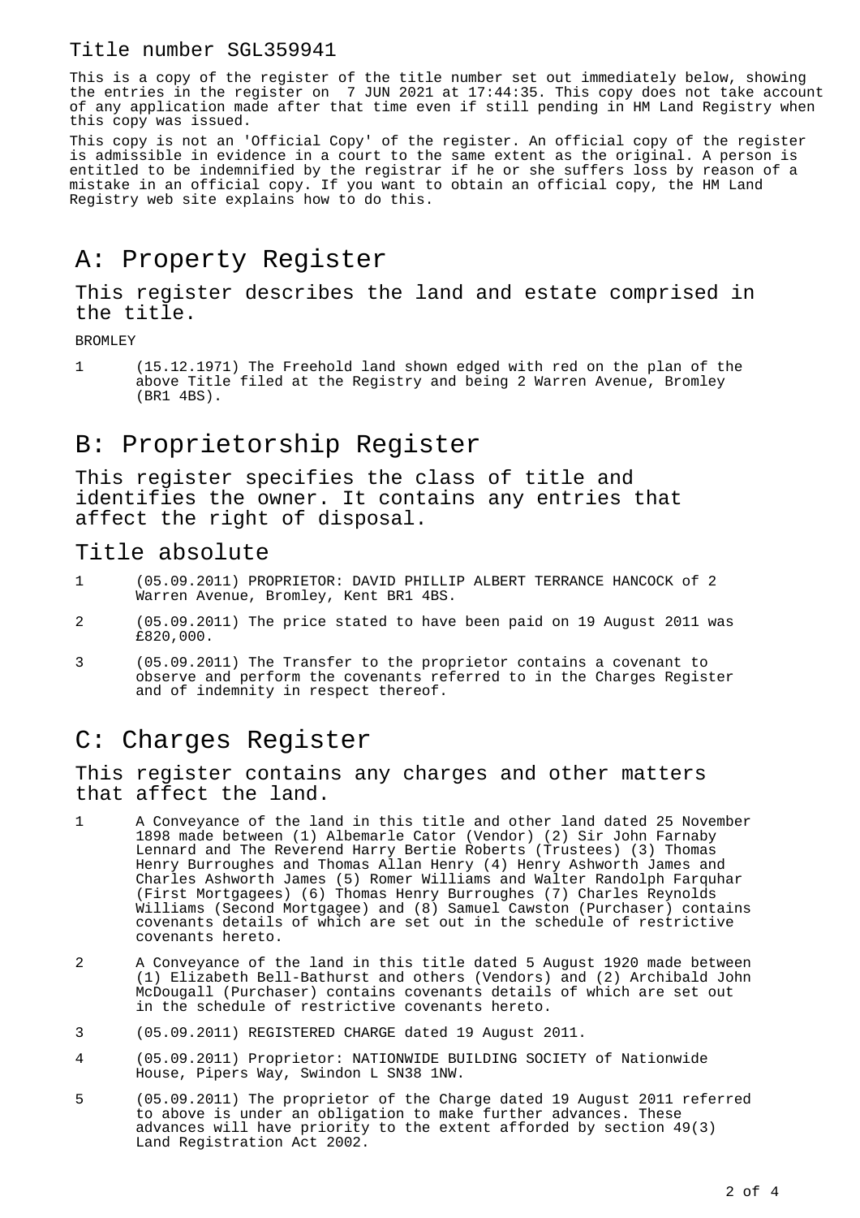Title number SGL359941

This is a copy of the register of the title number set out immediately below, showing the entries in the register on 7 JUN 2021 at 17:44:35. This copy does not take account of any application made after that time even if still pending in HM Land Registry when this copy was issued.

This copy is not an 'Official Copy' of the register. An official copy of the register is admissible in evidence in a court to the same extent as the original. A person is entitled to be indemnified by the registrar if he or she suffers loss by reason of a mistake in an official copy. If you want to obtain an official copy, the HM Land Registry web site explains how to do this.

# A: Property Register

## This register describes the land and estate comprised in the title.

BROMLEY

1 (15.12.1971) The Freehold land shown edged with red on the plan of the above Title filed at the Registry and being 2 Warren Avenue, Bromley (BR1 4BS).

# B: Proprietorship Register

## This register specifies the class of title and identifies the owner. It contains any entries that affect the right of disposal.

## Title absolute

1 (05.09.2011) PROPRIETOR: DAVID PHILLIP ALBERT TERRANCE HANCOCK of 2 Warren Avenue, Bromley, Kent BR1 4BS.

2 (05.09.2011) The price stated to have been paid on 19 August 2011 was £820,000.

3 (05.09.2011) The Transfer to the proprietor contains a covenant to observe and perform the covenants referred to in the Charges Register and of indemnity in respect thereof.

# C: Charges Register

## This register contains any charges and other matters that affect the land.

1 A Conveyance of the land in this title and other land dated 25 November 1898 made between (1) Albemarle Cator (Vendor) (2) Sir John Farnaby Lennard and The Reverend Harry Bertie Roberts (Trustees) (3) Thomas Henry Burroughes and Thomas Allan Henry (4) Henry Ashworth James and Charles Ashworth James (5) Romer Williams and Walter Randolph Farquhar (First Mortgagees) (6) Thomas Henry Burroughes (7) Charles Reynolds Williams (Second Mortgagee) and (8) Samuel Cawston (Purchaser) contains covenants details of which are set out in the schedule of restrictive covenants hereto.

2 A Conveyance of the land in this title dated 5 August 1920 made between (1) Elizabeth Bell-Bathurst and others (Vendors) and (2) Archibald John McDougall (Purchaser) contains covenants details of which are set out in the schedule of restrictive covenants hereto.

3 (05.09.2011) REGISTERED CHARGE dated 19 August 2011.

4 (05.09.2011) Proprietor: NATIONWIDE BUILDING SOCIETY of Nationwide House, Pipers Way, Swindon L SN38 1NW.

5 (05.09.2011) The proprietor of the Charge dated 19 August 2011 referred to above is under an obligation to make further advances. These advances will have priority to the extent afforded by section 49(3) Land Registration Act 2002.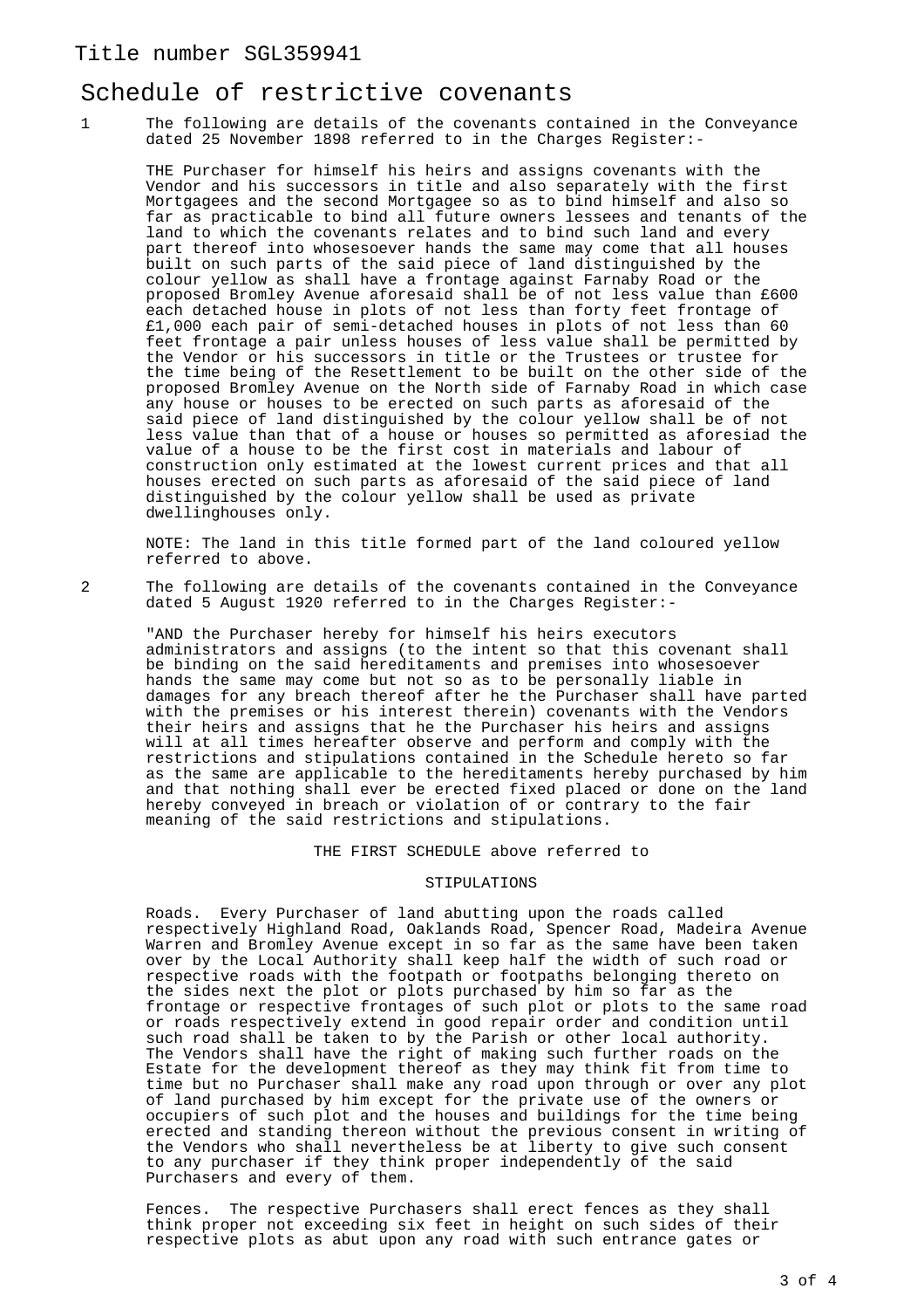Title number SGL359941

# Schedule of restrictive covenants

1 The following are details of the covenants contained in the Conveyance dated 25 November 1898 referred to in the Charges Register:-

THE Purchaser for himself his heirs and assigns covenants with the Vendor and his successors in title and also separately with the first Mortgagees and the second Mortgagee so as to bind himself and also so far as practicable to bind all future owners lessees and tenants of the land to which the covenants relates and to bind such land and every part thereof into whosesoever hands the same may come that all houses built on such parts of the said piece of land distinguished by the colour yellow as shall have a frontage against Farnaby Road or the proposed Bromley Avenue aforesaid shall be of not less value than £600 each detached house in plots of not less than forty feet frontage of £1,000 each pair of semi-detached houses in plots of not less than 60 feet frontage a pair unless houses of less value shall be permitted by the Vendor or his successors in title or the Trustees or trustee for the time being of the Resettlement to be built on the other side of the proposed Bromley Avenue on the North side of Farnaby Road in which case any house or houses to be erected on such parts as aforesaid of the said piece of land distinguished by the colour yellow shall be of not less value than that of a house or houses so permitted as aforesiad the value of a house to be the first cost in materials and labour of construction only estimated at the lowest current prices and that all houses erected on such parts as aforesaid of the said piece of land distinguished by the colour yellow shall be used as private dwellinghouses only.

NOTE: The land in this title formed part of the land coloured yellow referred to above.

2 The following are details of the covenants contained in the Conveyance dated 5 August 1920 referred to in the Charges Register:-

"AND the Purchaser hereby for himself his heirs executors administrators and assigns (to the intent so that this covenant shall be binding on the said hereditaments and premises into whosesoever hands the same may come but not so as to be personally liable in damages for any breach thereof after he the Purchaser shall have parted with the premises or his interest therein) covenants with the Vendors their heirs and assigns that he the Purchaser his heirs and assigns will at all times hereafter observe and perform and comply with the restrictions and stipulations contained in the Schedule hereto so far as the same are applicable to the hereditaments hereby purchased by him and that nothing shall ever be erected fixed placed or done on the land hereby conveyed in breach or violation of or contrary to the fair meaning of the said restrictions and stipulations.

THE FIRST SCHEDULE above referred to

STIPULATIONS

Roads. Every Purchaser of land abutting upon the roads called respectively Highland Road, Oaklands Road, Spencer Road, Madeira Avenue Warren and Bromley Avenue except in so far as the same have been taken over by the Local Authority shall keep half the width of such road or respective roads with the footpath or footpaths belonging thereto on the sides next the plot or plots purchased by him so far as the frontage or respective frontages of such plot or plots to the same road or roads respectively extend in good repair order and condition until such road shall be taken to by the Parish or other local authority. The Vendors shall have the right of making such further roads on the Estate for the development thereof as they may think fit from time to time but no Purchaser shall make any road upon through or over any plot of land purchased by him except for the private use of the owners or occupiers of such plot and the houses and buildings for the time being erected and standing thereon without the previous consent in writing of the Vendors who shall nevertheless be at liberty to give such consent to any purchaser if they think proper independently of the said Purchasers and every of them.

Fences. The respective Purchasers shall erect fences as they shall think proper not exceeding six feet in height on such sides of their respective plots as abut upon any road with such entrance gates or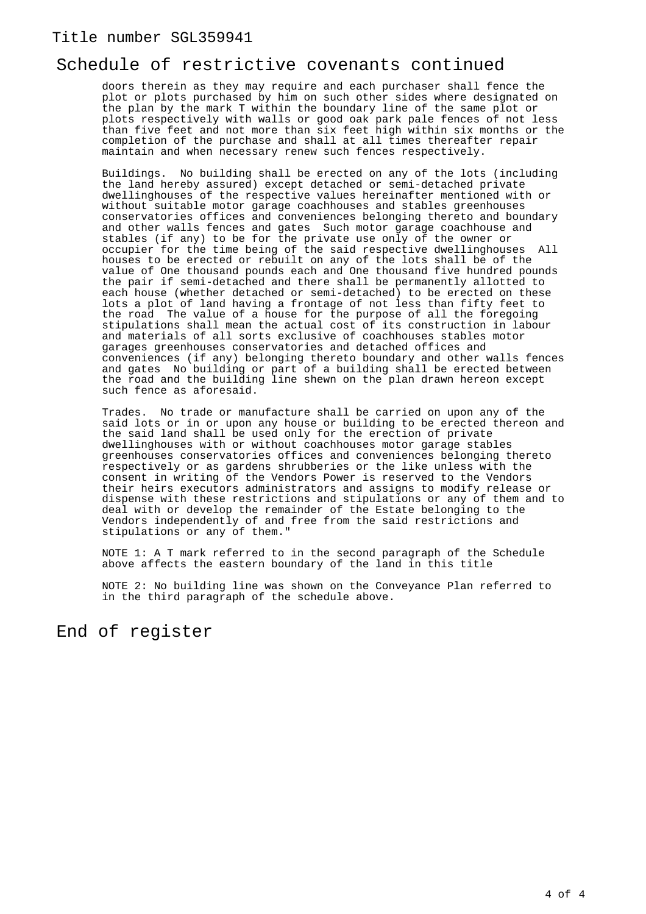Title number SGL359941

## Schedule of restrictive covenants continued

doors therein as they may require and each purchaser shall fence the plot or plots purchased by him on such other sides where designated on the plan by the mark T within the boundary line of the same plot or plots respectively with walls or good oak park pale fences of not less than five feet and not more than six feet high within six months or the completion of the purchase and shall at all times thereafter repair maintain and when necessary renew such fences respectively.

Buildings. No building shall be erected on any of the lots (including the land hereby assured) except detached or semi-detached private dwellinghouses of the respective values hereinafter mentioned with or without suitable motor garage coachhouses and stables greenhouses conservatories offices and conveniences belonging thereto and boundary and other walls fences and gates Such motor garage coachhouse and stables (if any) to be for the private use only of the owner or occupier for the time being of the said respective dwellinghouses All houses to be erected or rebuilt on any of the lots shall be of the value of One thousand pounds each and One thousand five hundred pounds the pair if semi-detached and there shall be permanently allotted to each house (whether detached or semi-detached) to be erected on these lots a plot of land having a frontage of not less than fifty feet to the road The value of a house for the purpose of all the foregoing stipulations shall mean the actual cost of its construction in labour and materials of all sorts exclusive of coachhouses stables motor garages greenhouses conservatories and detached offices and conveniences (if any) belonging thereto boundary and other walls fences and gates No building or part of a building shall be erected between the road and the building line shewn on the plan drawn hereon except such fence as aforesaid.

Trades. No trade or manufacture shall be carried on upon any of the said lots or in or upon any house or building to be erected thereon and the said land shall be used only for the erection of private dwellinghouses with or without coachhouses motor garage stables greenhouses conservatories offices and conveniences belonging thereto respectively or as gardens shrubberies or the like unless with the consent in writing of the Vendors Power is reserved to the Vendors their heirs executors administrators and assigns to modify release or dispense with these restrictions and stipulations or any of them and to deal with or develop the remainder of the Estate belonging to the Vendors independently of and free from the said restrictions and stipulations or any of them."

NOTE 1: A T mark referred to in the second paragraph of the Schedule above affects the eastern boundary of the land in this title

NOTE 2: No building line was shown on the Conveyance Plan referred to in the third paragraph of the schedule above.

## End of register